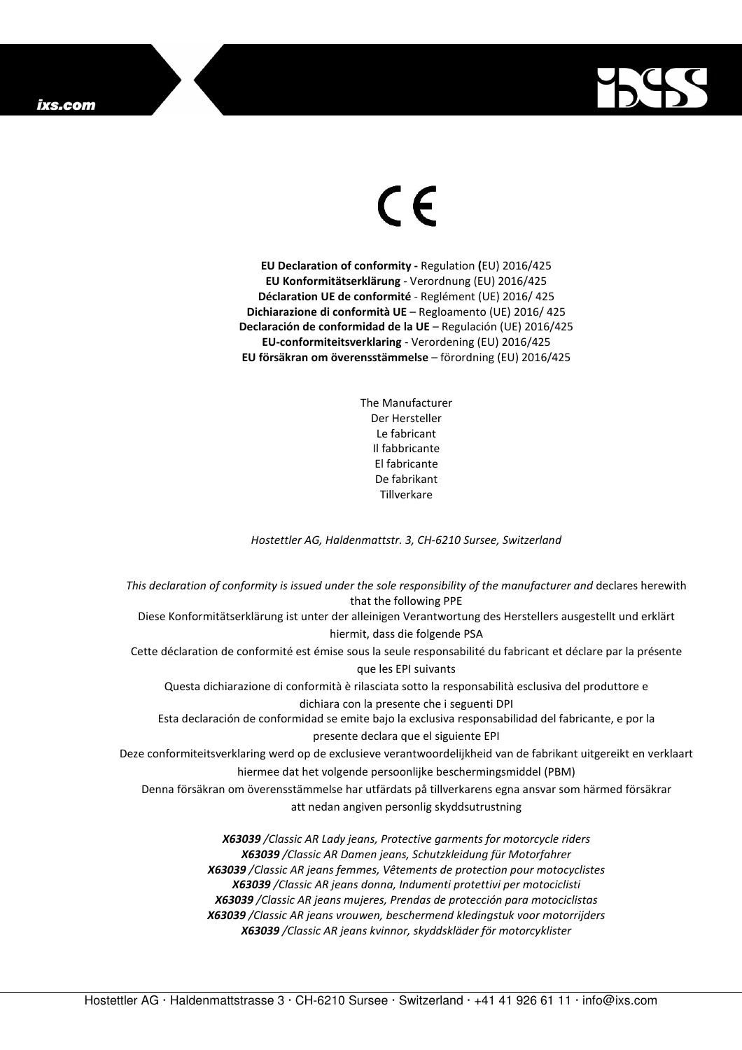CE

**EU Declaration of conformity -** Regulation **(**EU) 2016/425
**EU Konformitätserklärung** - Verordnung (EU) 2016/425
**Déclaration UE de conformité** - Reglément (UE) 2016/ 425
**Dichiarazione di conformità UE** – Regloamento (UE) 2016/ 425
**Declaración de conformidad de la UE** – Regulación (UE) 2016/425
**EU-conformiteitsverklaring** - Verordening (EU) 2016/425
**EU försäkran om överensstämmelse** – förordning (EU) 2016/425

The Manufacturer
Der Hersteller
Le fabricant
Il fabbricante
El fabricante
De fabrikant
Tillverkare

*Hostettler AG, Haldenmattstr. 3, CH-6210 Sursee, Switzerland*

*This declaration of conformity is issued under the sole responsibility of the manufacturer and* declares herewith that the following PPE
Diese Konformitätserklärung ist unter der alleinigen Verantwortung des Herstellers ausgestellt und erklärt hiermit, dass die folgende PSA
Cette déclaration de conformité est émise sous la seule responsabilité du fabricant et déclare par la présente que les EPI suivants
Questa dichiarazione di conformità è rilasciata sotto la responsabilità esclusiva del produttore e dichiara con la presente che i seguenti DPI
Esta declaración de conformidad se emite bajo la exclusiva responsabilidad del fabricante, e por la presente declara que el siguiente EPI
Deze conformiteitsverklaring werd op de exclusieve verantwoordelijkheid van de fabrikant uitgereikt en verklaart hiermee dat het volgende persoonlijke beschermingsmiddel (PBM)
Denna försäkran om överensstämmelse har utfärdats på tillverkarens egna ansvar som härmed försäkrar att nedan angiven personlig skyddsutrustning

***X63039*** */Classic AR Lady jeans, Protective garments for motorcycle riders*
***X63039*** */Classic AR Damen jeans, Schutzkleidung für Motorfahrer*
***X63039*** */Classic AR jeans femmes, Vêtements de protection pour motocyclistes*
***X63039*** */Classic AR jeans donna, Indumenti protettivi per motociclisti*
***X63039*** */Classic AR jeans mujeres, Prendas de protección para motociclistas*
***X63039*** */Classic AR jeans vrouwen, beschermend kledingstuk voor motorrijders*
***X63039*** */Classic AR jeans kvinnor, skyddskläder för motorcyklister*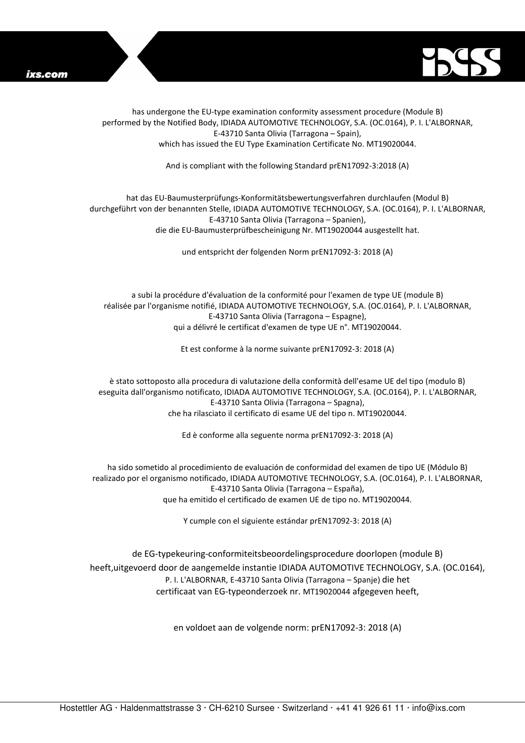has undergone the EU-type examination conformity assessment procedure (Module B) performed by the Notified Body, IDIADA AUTOMOTIVE TECHNOLOGY, S.A. (OC.0164), P. I. L'ALBORNAR, E-43710 Santa Olivia (Tarragona – Spain), which has issued the EU Type Examination Certificate No. MT19020044.

And is compliant with the following Standard prEN17092-3:2018 (A)

hat das EU-Baumusterprüfungs-Konformitätsbewertungsverfahren durchlaufen (Modul B) durchgeführt von der benannten Stelle, IDIADA AUTOMOTIVE TECHNOLOGY, S.A. (OC.0164), P. I. L'ALBORNAR, E-43710 Santa Olivia (Tarragona – Spanien), die die EU-Baumusterprüfbescheinigung Nr. MT19020044 ausgestellt hat.

und entspricht der folgenden Norm prEN17092-3: 2018 (A)

a subi la procédure d'évaluation de la conformité pour l'examen de type UE (module B) réalisée par l'organisme notifié, IDIADA AUTOMOTIVE TECHNOLOGY, S.A. (OC.0164), P. I. L'ALBORNAR, E-43710 Santa Olivia (Tarragona – Espagne), qui a délivré le certificat d'examen de type UE n°. MT19020044.

Et est conforme à la norme suivante prEN17092-3: 2018 (A)

è stato sottoposto alla procedura di valutazione della conformità dell'esame UE del tipo (modulo B) eseguita dall'organismo notificato, IDIADA AUTOMOTIVE TECHNOLOGY, S.A. (OC.0164), P. I. L'ALBORNAR, E-43710 Santa Olivia (Tarragona – Spagna), che ha rilasciato il certificato di esame UE del tipo n. MT19020044.

Ed è conforme alla seguente norma prEN17092-3: 2018 (A)

ha sido sometido al procedimiento de evaluación de conformidad del examen de tipo UE (Módulo B) realizado por el organismo notificado, IDIADA AUTOMOTIVE TECHNOLOGY, S.A. (OC.0164), P. I. L'ALBORNAR, E-43710 Santa Olivia (Tarragona – España), que ha emitido el certificado de examen UE de tipo no. MT19020044.

Y cumple con el siguiente estándar prEN17092-3: 2018 (A)

de EG-typekeuring-conformiteitsbeoordelingsprocedure doorlopen (module B) heeft,uitgevoerd door de aangemelde instantie IDIADA AUTOMOTIVE TECHNOLOGY, S.A. (OC.0164), P. I. L'ALBORNAR, E-43710 Santa Olivia (Tarragona – Spanje) die het certificaat van EG-typeonderzoek nr. MT19020044 afgegeven heeft,

en voldoet aan de volgende norm: prEN17092-3: 2018 (A)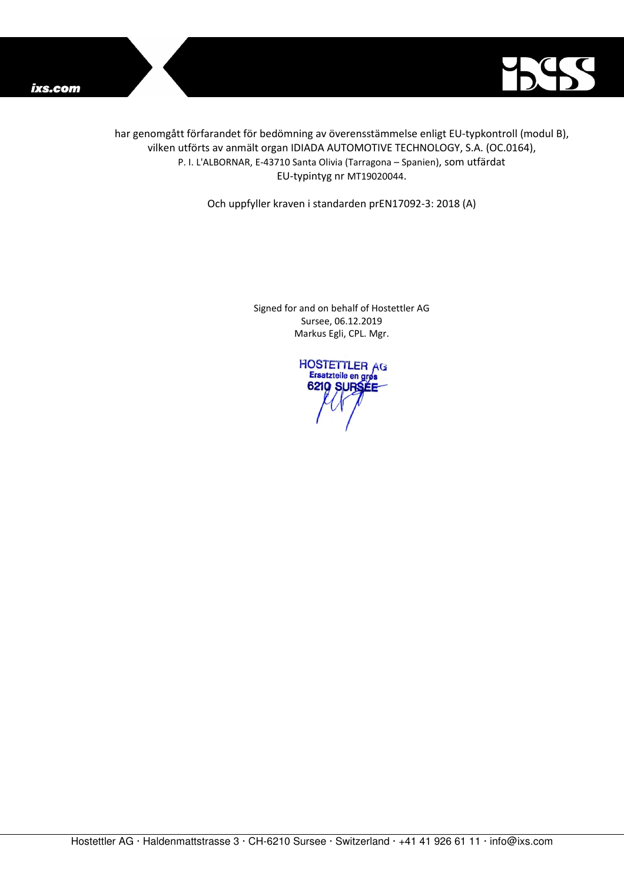har genomgått förfarandet för bedömning av överensstämmelse enligt EU-typkontroll (modul B), vilken utförts av anmält organ IDIADA AUTOMOTIVE TECHNOLOGY, S.A. (OC.0164), P. I. L'ALBORNAR, E-43710 Santa Olivia (Tarragona – Spanien), som utfärdat EU-typintyg nr MT19020044.

Och uppfyller kraven i standarden prEN17092-3: 2018 (A)

Signed for and on behalf of Hostettler AG
Sursee, 06.12.2019
Markus Egli, CPL. Mgr.

HOSTETTLER AG
Ersatzteile en gros
6210 SURSEE

Hostettler AG · Haldenmattstrasse 3 · CH-6210 Sursee · Switzerland · +41 41 926 61 11 · info@ixs.com